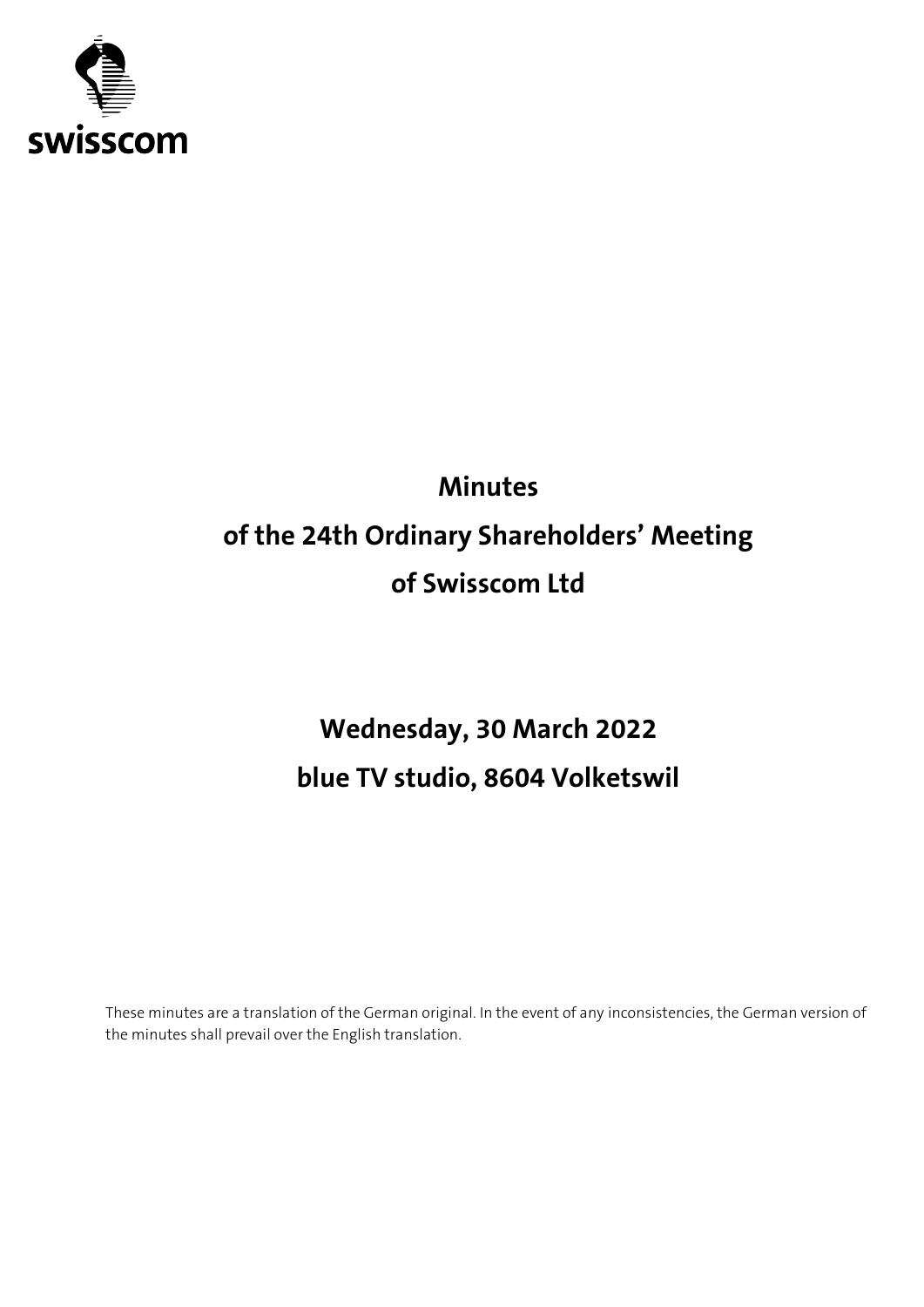swisscom

# Minutes

# of the 24th Ordinary Shareholders' Meeting

# of Swisscom Ltd

## Wednesday, 30 March 2022

## blue TV studio, 8604 Volketswil

These minutes are a translation of the German original. In the event of any inconsistencies, the German version of the minutes shall prevail over the English translation.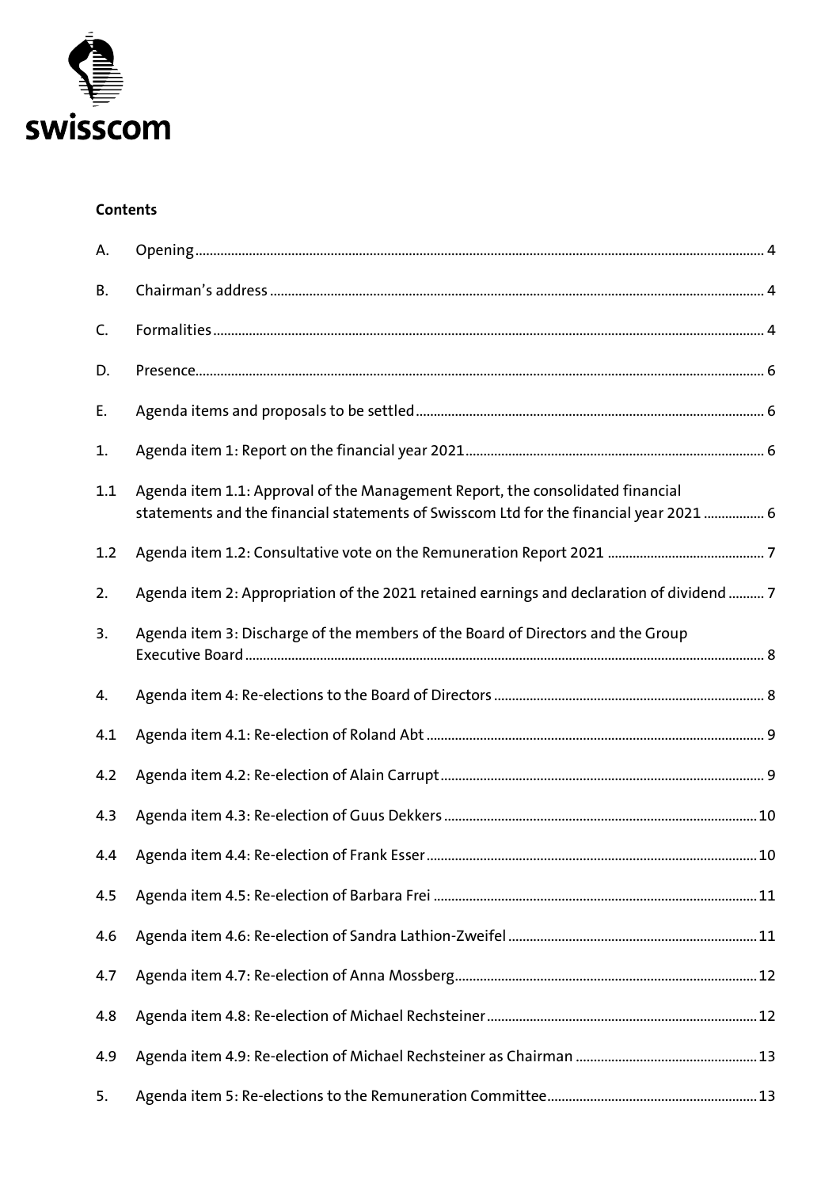**Contents**

| | | |
|---|---|---|
| A. | Opening | 4 |
| B. | Chairman's address | 4 |
| C. | Formalities | 4 |
| D. | Presence | 6 |
| E. | Agenda items and proposals to be settled | 6 |
| 1. | Agenda item 1: Report on the financial year 2021 | 6 |
| 1.1 | Agenda item 1.1: Approval of the Management Report, the consolidated financial statements and the financial statements of Swisscom Ltd for the financial year 2021 | 6 |
| 1.2 | Agenda item 1.2: Consultative vote on the Remuneration Report 2021 | 7 |
| 2. | Agenda item 2: Appropriation of the 2021 retained earnings and declaration of dividend | 7 |
| 3. | Agenda item 3: Discharge of the members of the Board of Directors and the Group Executive Board | 8 |
| 4. | Agenda item 4: Re-elections to the Board of Directors | 8 |
| 4.1 | Agenda item 4.1: Re-election of Roland Abt | 9 |
| 4.2 | Agenda item 4.2: Re-election of Alain Carrupt | 9 |
| 4.3 | Agenda item 4.3: Re-election of Guus Dekkers | 10 |
| 4.4 | Agenda item 4.4: Re-election of Frank Esser | 10 |
| 4.5 | Agenda item 4.5: Re-election of Barbara Frei | 11 |
| 4.6 | Agenda item 4.6: Re-election of Sandra Lathion-Zweifel | 11 |
| 4.7 | Agenda item 4.7: Re-election of Anna Mossberg | 12 |
| 4.8 | Agenda item 4.8: Re-election of Michael Rechsteiner | 12 |
| 4.9 | Agenda item 4.9: Re-election of Michael Rechsteiner as Chairman | 13 |
| 5. | Agenda item 5: Re-elections to the Remuneration Committee | 13 |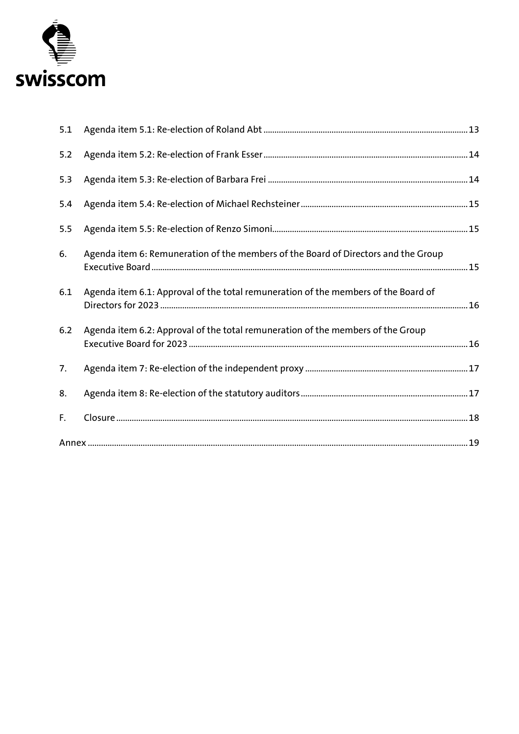| | | |
|---|---|---|
| 5.1 | Agenda item 5.1: Re-election of Roland Abt | 13 |
| 5.2 | Agenda item 5.2: Re-election of Frank Esser | 14 |
| 5.3 | Agenda item 5.3: Re-election of Barbara Frei | 14 |
| 5.4 | Agenda item 5.4: Re-election of Michael Rechsteiner | 15 |
| 5.5 | Agenda item 5.5: Re-election of Renzo Simoni | 15 |
| 6. | Agenda item 6: Remuneration of the members of the Board of Directors and the Group Executive Board | 15 |
| 6.1 | Agenda item 6.1: Approval of the total remuneration of the members of the Board of Directors for 2023 | 16 |
| 6.2 | Agenda item 6.2: Approval of the total remuneration of the members of the Group Executive Board for 2023 | 16 |
| 7. | Agenda item 7: Re-election of the independent proxy | 17 |
| 8. | Agenda item 8: Re-election of the statutory auditors | 17 |
| F. | Closure | 18 |
| Annex | | 19 |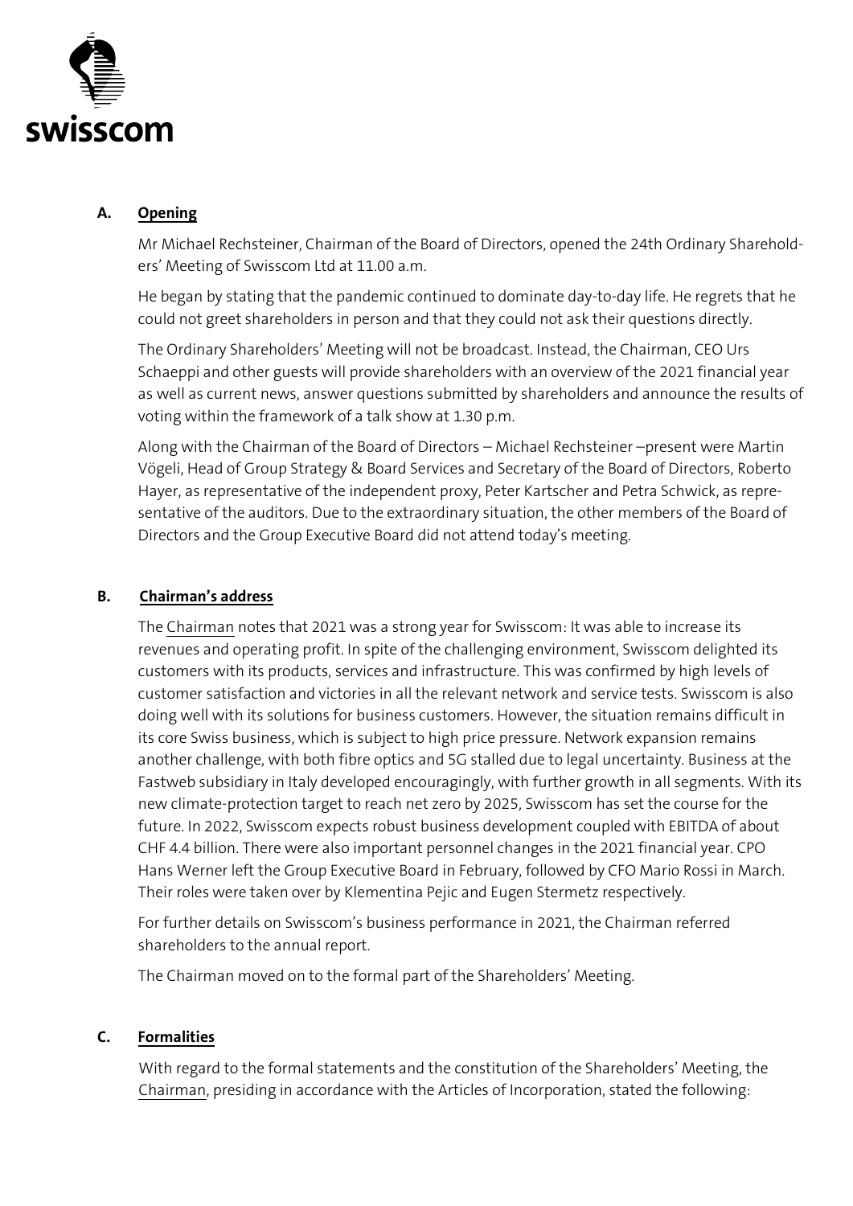## A. Opening

Mr Michael Rechsteiner, Chairman of the Board of Directors, opened the 24th Ordinary Shareholders' Meeting of Swisscom Ltd at 11.00 a.m.

He began by stating that the pandemic continued to dominate day-to-day life. He regrets that he could not greet shareholders in person and that they could not ask their questions directly.

The Ordinary Shareholders' Meeting will not be broadcast. Instead, the Chairman, CEO Urs Schaeppi and other guests will provide shareholders with an overview of the 2021 financial year as well as current news, answer questions submitted by shareholders and announce the results of voting within the framework of a talk show at 1.30 p.m.

Along with the Chairman of the Board of Directors – Michael Rechsteiner –present were Martin Vögeli, Head of Group Strategy & Board Services and Secretary of the Board of Directors, Roberto Hayer, as representative of the independent proxy, Peter Kartscher and Petra Schwick, as representative of the auditors. Due to the extraordinary situation, the other members of the Board of Directors and the Group Executive Board did not attend today's meeting.

## B. Chairman's address

The Chairman notes that 2021 was a strong year for Swisscom: It was able to increase its revenues and operating profit. In spite of the challenging environment, Swisscom delighted its customers with its products, services and infrastructure. This was confirmed by high levels of customer satisfaction and victories in all the relevant network and service tests. Swisscom is also doing well with its solutions for business customers. However, the situation remains difficult in its core Swiss business, which is subject to high price pressure. Network expansion remains another challenge, with both fibre optics and 5G stalled due to legal uncertainty. Business at the Fastweb subsidiary in Italy developed encouragingly, with further growth in all segments. With its new climate-protection target to reach net zero by 2025, Swisscom has set the course for the future. In 2022, Swisscom expects robust business development coupled with EBITDA of about CHF 4.4 billion. There were also important personnel changes in the 2021 financial year. CPO Hans Werner left the Group Executive Board in February, followed by CFO Mario Rossi in March. Their roles were taken over by Klementina Pejic and Eugen Stermetz respectively.

For further details on Swisscom's business performance in 2021, the Chairman referred shareholders to the annual report.

The Chairman moved on to the formal part of the Shareholders' Meeting.

## C. Formalities

With regard to the formal statements and the constitution of the Shareholders' Meeting, the Chairman, presiding in accordance with the Articles of Incorporation, stated the following: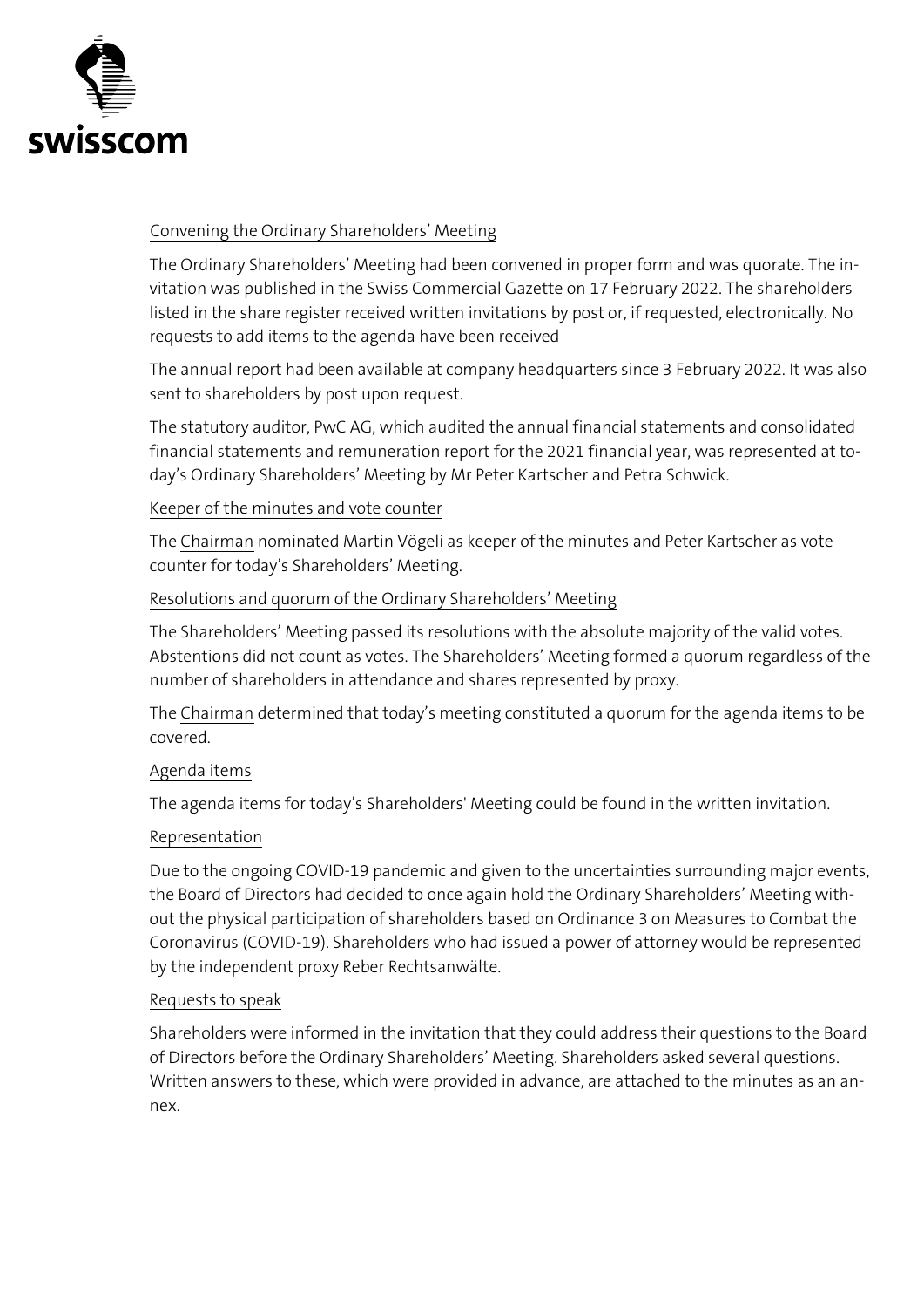Convening the Ordinary Shareholders' Meeting

The Ordinary Shareholders' Meeting had been convened in proper form and was quorate. The invitation was published in the Swiss Commercial Gazette on 17 February 2022. The shareholders listed in the share register received written invitations by post or, if requested, electronically. No requests to add items to the agenda have been received

The annual report had been available at company headquarters since 3 February 2022. It was also sent to shareholders by post upon request.

The statutory auditor, PwC AG, which audited the annual financial statements and consolidated financial statements and remuneration report for the 2021 financial year, was represented at today's Ordinary Shareholders' Meeting by Mr Peter Kartscher and Petra Schwick.

Keeper of the minutes and vote counter

The Chairman nominated Martin Vögeli as keeper of the minutes and Peter Kartscher as vote counter for today's Shareholders' Meeting.

Resolutions and quorum of the Ordinary Shareholders' Meeting

The Shareholders' Meeting passed its resolutions with the absolute majority of the valid votes. Abstentions did not count as votes. The Shareholders' Meeting formed a quorum regardless of the number of shareholders in attendance and shares represented by proxy.

The Chairman determined that today's meeting constituted a quorum for the agenda items to be covered.

Agenda items

The agenda items for today's Shareholders' Meeting could be found in the written invitation.

Representation

Due to the ongoing COVID-19 pandemic and given to the uncertainties surrounding major events, the Board of Directors had decided to once again hold the Ordinary Shareholders' Meeting without the physical participation of shareholders based on Ordinance 3 on Measures to Combat the Coronavirus (COVID-19). Shareholders who had issued a power of attorney would be represented by the independent proxy Reber Rechtsanwälte.

Requests to speak

Shareholders were informed in the invitation that they could address their questions to the Board of Directors before the Ordinary Shareholders' Meeting. Shareholders asked several questions. Written answers to these, which were provided in advance, are attached to the minutes as an annex.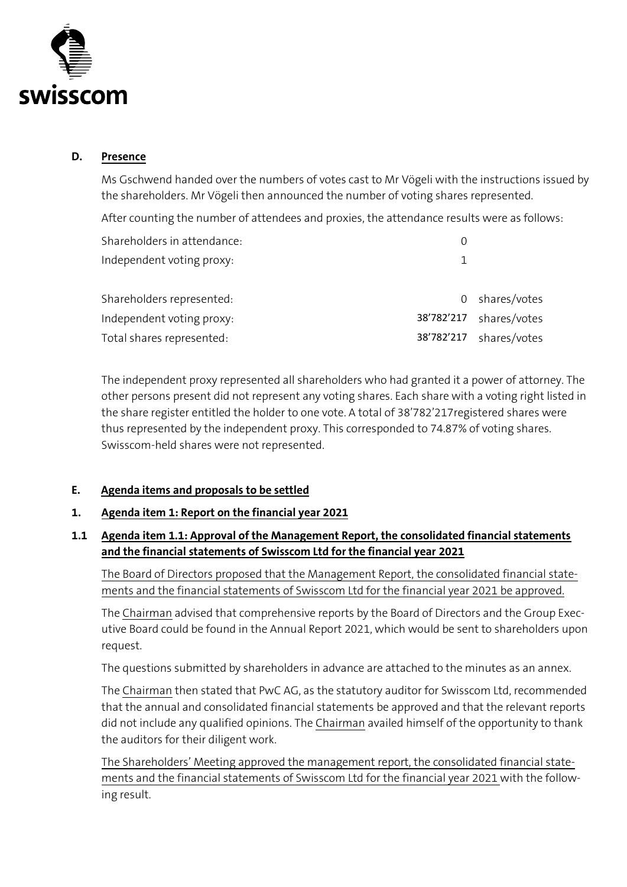## D. Presence

Ms Gschwend handed over the numbers of votes cast to Mr Vögeli with the instructions issued by the shareholders. Mr Vögeli then announced the number of voting shares represented.

After counting the number of attendees and proxies, the attendance results were as follows:

| | | |
|---|---|---|
| Shareholders in attendance: | 0 | |
| Independent voting proxy: | 1 | |
| | | |
| Shareholders represented: | 0 | shares/votes |
| Independent voting proxy: | 38'782'217 | shares/votes |
| Total shares represented: | 38'782'217 | shares/votes |

The independent proxy represented all shareholders who had granted it a power of attorney. The other persons present did not represent any voting shares. Each share with a voting right listed in the share register entitled the holder to one vote. A total of 38'782'217registered shares were thus represented by the independent proxy. This corresponded to 74.87% of voting shares. Swisscom-held shares were not represented.

## E. Agenda items and proposals to be settled

### 1. Agenda item 1: Report on the financial year 2021

### 1.1 Agenda item 1.1: Approval of the Management Report, the consolidated financial statements and the financial statements of Swisscom Ltd for the financial year 2021

The Board of Directors proposed that the Management Report, the consolidated financial statements and the financial statements of Swisscom Ltd for the financial year 2021 be approved.

The Chairman advised that comprehensive reports by the Board of Directors and the Group Executive Board could be found in the Annual Report 2021, which would be sent to shareholders upon request.

The questions submitted by shareholders in advance are attached to the minutes as an annex.

The Chairman then stated that PwC AG, as the statutory auditor for Swisscom Ltd, recommended that the annual and consolidated financial statements be approved and that the relevant reports did not include any qualified opinions. The Chairman availed himself of the opportunity to thank the auditors for their diligent work.

The Shareholders' Meeting approved the management report, the consolidated financial statements and the financial statements of Swisscom Ltd for the financial year 2021 with the following result.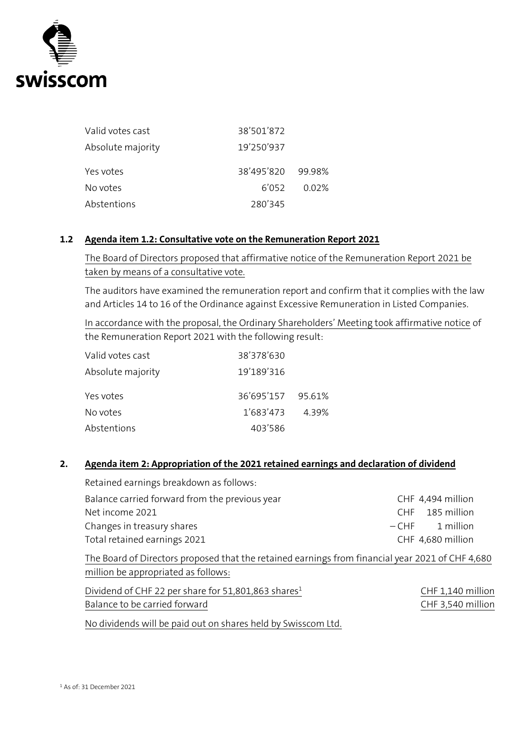| | | |
|---|---|---|
| Valid votes cast | 38’501’872 | |
| Absolute majority | 19’250’937 | |
| Yes votes | 38’495’820 | 99.98% |
| No votes | 6’052 | 0.02% |
| Abstentions | 280’345 | |

## 1.2 Agenda item 1.2: Consultative vote on the Remuneration Report 2021

The Board of Directors proposed that affirmative notice of the Remuneration Report 2021 be taken by means of a consultative vote.

The auditors have examined the remuneration report and confirm that it complies with the law and Articles 14 to 16 of the Ordinance against Excessive Remuneration in Listed Companies.

In accordance with the proposal, the Ordinary Shareholders’ Meeting took affirmative notice of the Remuneration Report 2021 with the following result:

| | | |
|---|---|---|
| Valid votes cast | 38’378’630 | |
| Absolute majority | 19’189’316 | |
| Yes votes | 36’695’157 | 95.61% |
| No votes | 1’683’473 | 4.39% |
| Abstentions | 403’586 | |

## 2. Agenda item 2: Appropriation of the 2021 retained earnings and declaration of dividend

Retained earnings breakdown as follows:

| | |
|---|---|
| Balance carried forward from the previous year | CHF 4,494 million |
| Net income 2021 | CHF 185 million |
| Changes in treasury shares | – CHF 1 million |
| Total retained earnings 2021 | CHF 4,680 million |

The Board of Directors proposed that the retained earnings from financial year 2021 of CHF 4,680 million be appropriated as follows:

| | |
|---|---|
| Dividend of CHF 22 per share for 51,801,863 shares[1] | CHF 1,140 million |
| Balance to be carried forward | CHF 3,540 million |

No dividends will be paid out on shares held by Swisscom Ltd.

[1] As of: 31 December 2021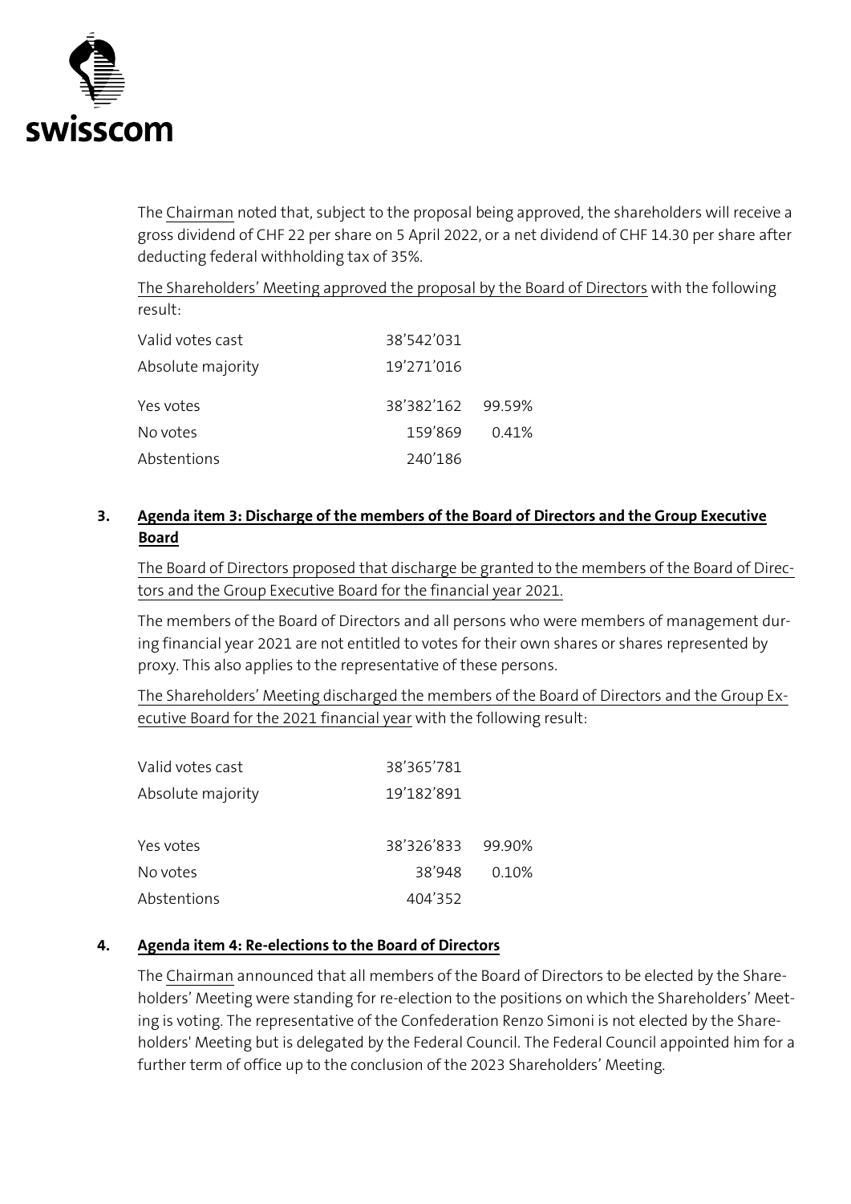The Chairman noted that, subject to the proposal being approved, the shareholders will receive a gross dividend of CHF 22 per share on 5 April 2022, or a net dividend of CHF 14.30 per share after deducting federal withholding tax of 35%.

The Shareholders' Meeting approved the proposal by the Board of Directors with the following result:

| | | |
|---|---|---|
| Valid votes cast | 38'542'031 | |
| Absolute majority | 19'271'016 | |
| Yes votes | 38'382'162 | 99.59% |
| No votes | 159'869 | 0.41% |
| Abstentions | 240'186 | |

## 3. Agenda item 3: Discharge of the members of the Board of Directors and the Group Executive Board

The Board of Directors proposed that discharge be granted to the members of the Board of Directors and the Group Executive Board for the financial year 2021.

The members of the Board of Directors and all persons who were members of management during financial year 2021 are not entitled to votes for their own shares or shares represented by proxy. This also applies to the representative of these persons.

The Shareholders' Meeting discharged the members of the Board of Directors and the Group Executive Board for the 2021 financial year with the following result:

| | | |
|---|---|---|
| Valid votes cast | 38'365'781 | |
| Absolute majority | 19'182'891 | |
| Yes votes | 38'326'833 | 99.90% |
| No votes | 38'948 | 0.10% |
| Abstentions | 404'352 | |

## 4. Agenda item 4: Re-elections to the Board of Directors

The Chairman announced that all members of the Board of Directors to be elected by the Shareholders' Meeting were standing for re-election to the positions on which the Shareholders' Meeting is voting. The representative of the Confederation Renzo Simoni is not elected by the Shareholders' Meeting but is delegated by the Federal Council. The Federal Council appointed him for a further term of office up to the conclusion of the 2023 Shareholders' Meeting.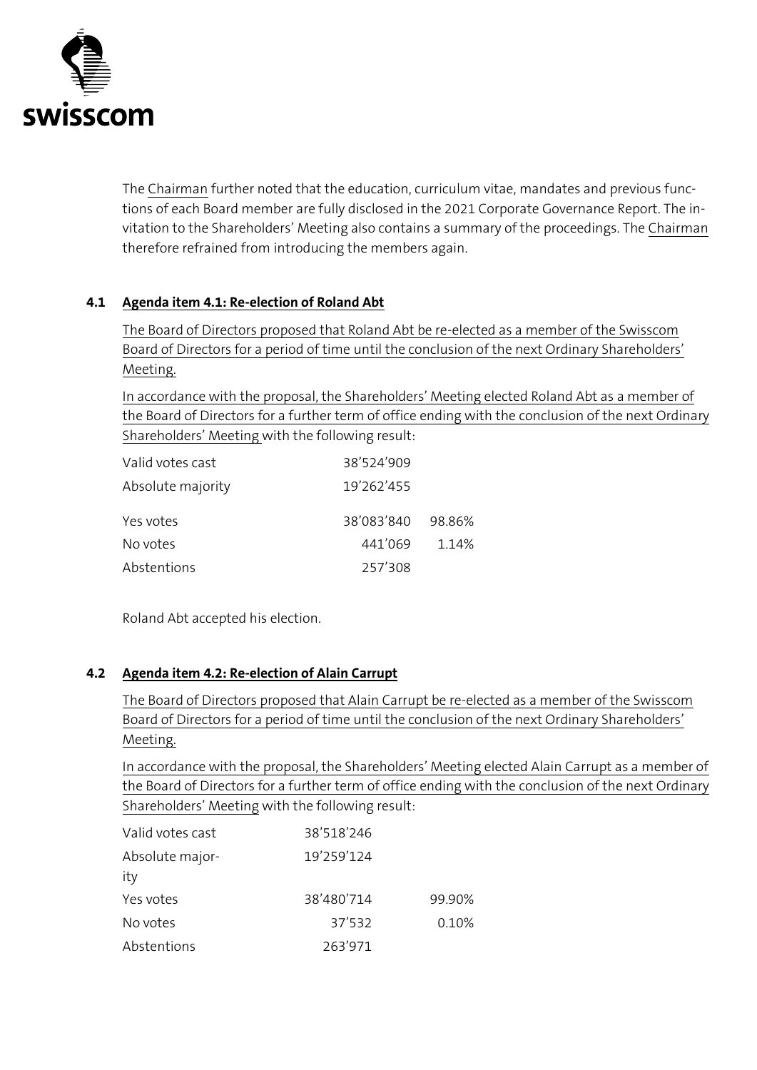The Chairman further noted that the education, curriculum vitae, mandates and previous functions of each Board member are fully disclosed in the 2021 Corporate Governance Report. The invitation to the Shareholders' Meeting also contains a summary of the proceedings. The Chairman therefore refrained from introducing the members again.

### 4.1 Agenda item 4.1: Re-election of Roland Abt

The Board of Directors proposed that Roland Abt be re-elected as a member of the Swisscom Board of Directors for a period of time until the conclusion of the next Ordinary Shareholders' Meeting.

In accordance with the proposal, the Shareholders' Meeting elected Roland Abt as a member of the Board of Directors for a further term of office ending with the conclusion of the next Ordinary Shareholders' Meeting with the following result:

| | | |
|---|---|---|
| Valid votes cast | 38'524'909 | |
| Absolute majority | 19'262'455 | |
| Yes votes | 38'083'840 | 98.86% |
| No votes | 441'069 | 1.14% |
| Abstentions | 257'308 | |

Roland Abt accepted his election.

### 4.2 Agenda item 4.2: Re-election of Alain Carrupt

The Board of Directors proposed that Alain Carrupt be re-elected as a member of the Swisscom Board of Directors for a period of time until the conclusion of the next Ordinary Shareholders' Meeting.

In accordance with the proposal, the Shareholders' Meeting elected Alain Carrupt as a member of the Board of Directors for a further term of office ending with the conclusion of the next Ordinary Shareholders' Meeting with the following result:

| | | |
|---|---|---|
| Valid votes cast | 38'518'246 | |
| Absolute majority | 19'259'124 | |
| Yes votes | 38'480'714 | 99.90% |
| No votes | 37'532 | 0.10% |
| Abstentions | 263'971 | |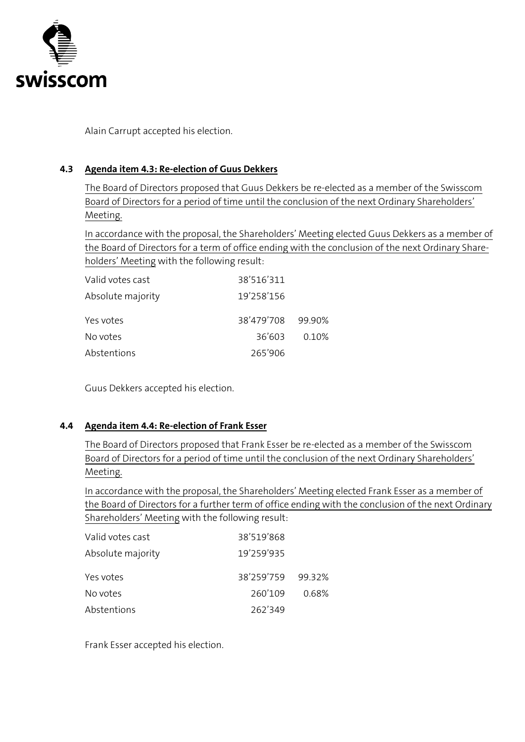Alain Carrupt accepted his election.

### 4.3 Agenda item 4.3: Re-election of Guus Dekkers

The Board of Directors proposed that Guus Dekkers be re-elected as a member of the Swisscom Board of Directors for a period of time until the conclusion of the next Ordinary Shareholders' Meeting.

In accordance with the proposal, the Shareholders' Meeting elected Guus Dekkers as a member of the Board of Directors for a term of office ending with the conclusion of the next Ordinary Shareholders' Meeting with the following result:

| | | |
|---|---|---|
| Valid votes cast | 38'516'311 | |
| Absolute majority | 19'258'156 | |
| Yes votes | 38'479'708 | 99.90% |
| No votes | 36'603 | 0.10% |
| Abstentions | 265'906 | |

Guus Dekkers accepted his election.

### 4.4 Agenda item 4.4: Re-election of Frank Esser

The Board of Directors proposed that Frank Esser be re-elected as a member of the Swisscom Board of Directors for a period of time until the conclusion of the next Ordinary Shareholders' Meeting.

In accordance with the proposal, the Shareholders' Meeting elected Frank Esser as a member of the Board of Directors for a further term of office ending with the conclusion of the next Ordinary Shareholders' Meeting with the following result:

| | | |
|---|---|---|
| Valid votes cast | 38'519'868 | |
| Absolute majority | 19'259'935 | |
| Yes votes | 38'259'759 | 99.32% |
| No votes | 260'109 | 0.68% |
| Abstentions | 262'349 | |

Frank Esser accepted his election.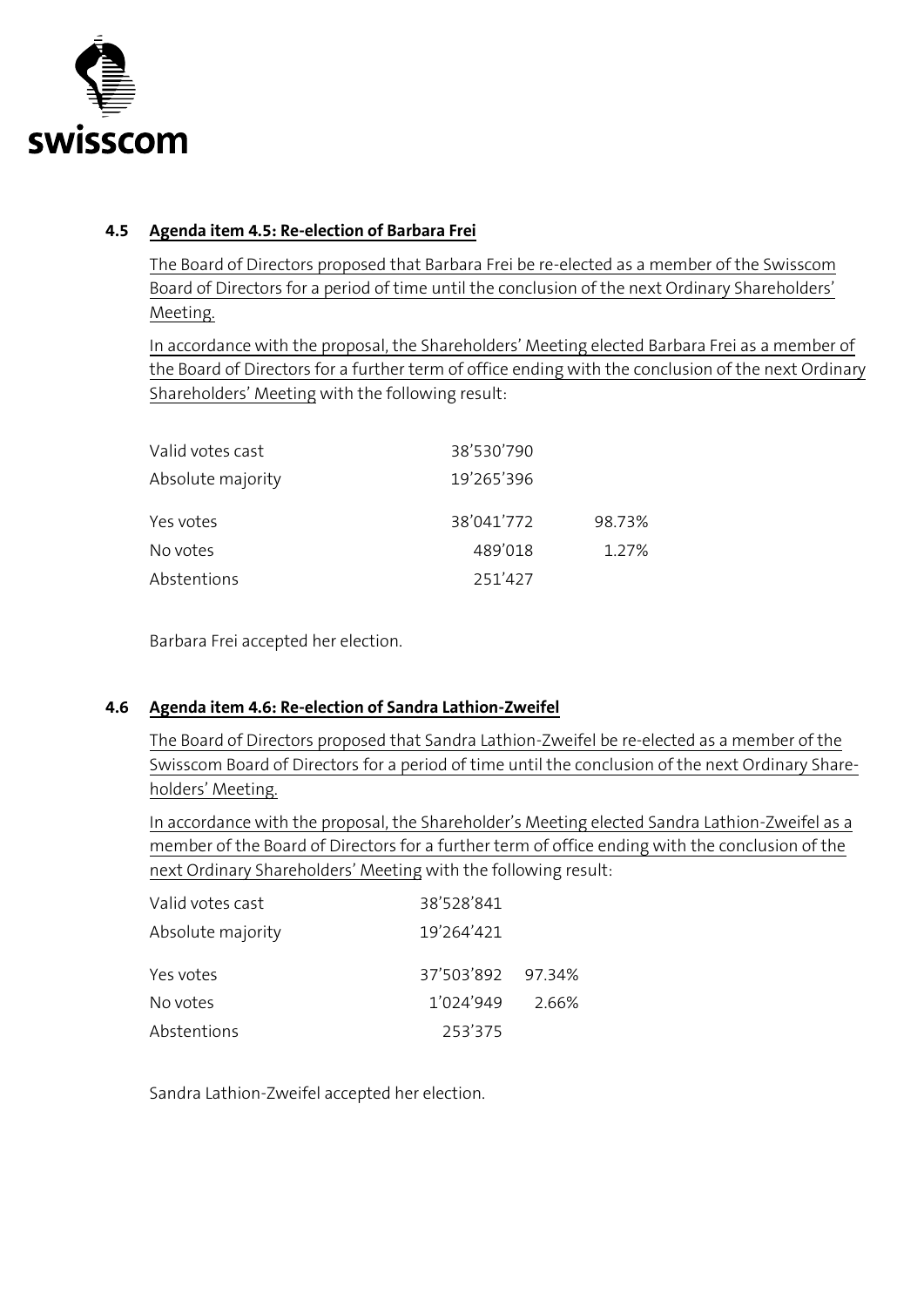### 4.5 Agenda item 4.5: Re-election of Barbara Frei

The Board of Directors proposed that Barbara Frei be re-elected as a member of the Swisscom Board of Directors for a period of time until the conclusion of the next Ordinary Shareholders' Meeting.

In accordance with the proposal, the Shareholders' Meeting elected Barbara Frei as a member of the Board of Directors for a further term of office ending with the conclusion of the next Ordinary Shareholders' Meeting with the following result:

| | | |
|---|---|---|
| Valid votes cast | 38'530'790 | |
| Absolute majority | 19'265'396 | |
| Yes votes | 38'041'772 | 98.73% |
| No votes | 489'018 | 1.27% |
| Abstentions | 251'427 | |

Barbara Frei accepted her election.

### 4.6 Agenda item 4.6: Re-election of Sandra Lathion-Zweifel

The Board of Directors proposed that Sandra Lathion-Zweifel be re-elected as a member of the Swisscom Board of Directors for a period of time until the conclusion of the next Ordinary Shareholders' Meeting.

In accordance with the proposal, the Shareholder's Meeting elected Sandra Lathion-Zweifel as a member of the Board of Directors for a further term of office ending with the conclusion of the next Ordinary Shareholders' Meeting with the following result:

| | | |
|---|---|---|
| Valid votes cast | 38'528'841 | |
| Absolute majority | 19'264'421 | |
| Yes votes | 37'503'892 | 97.34% |
| No votes | 1'024'949 | 2.66% |
| Abstentions | 253'375 | |

Sandra Lathion-Zweifel accepted her election.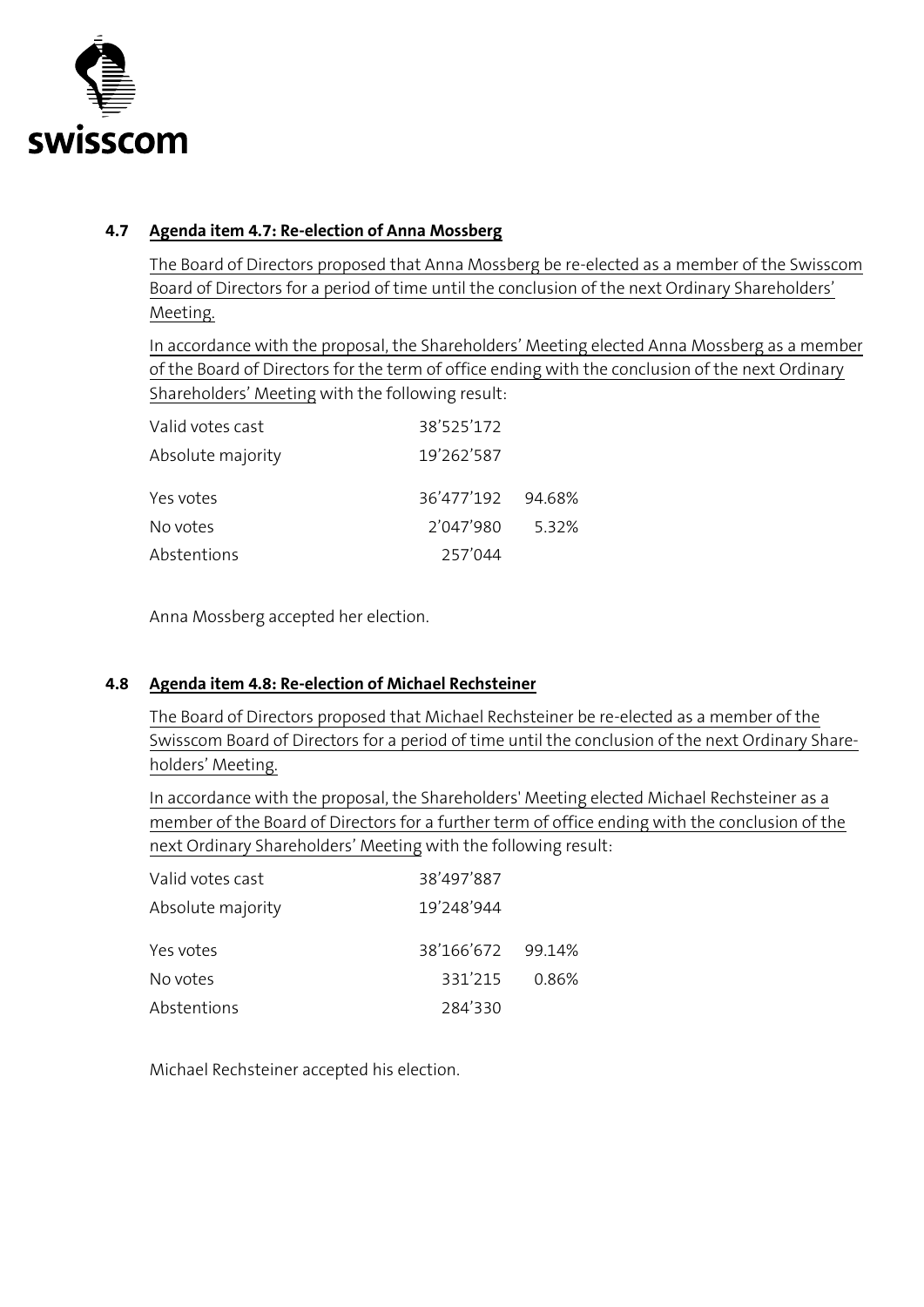### 4.7 Agenda item 4.7: Re-election of Anna Mossberg

The Board of Directors proposed that Anna Mossberg be re-elected as a member of the Swisscom Board of Directors for a period of time until the conclusion of the next Ordinary Shareholders' Meeting.

In accordance with the proposal, the Shareholders' Meeting elected Anna Mossberg as a member of the Board of Directors for the term of office ending with the conclusion of the next Ordinary Shareholders' Meeting with the following result:

| | | |
|---|---|---|
| Valid votes cast | 38'525'172 | |
| Absolute majority | 19'262'587 | |
| Yes votes | 36'477'192 | 94.68% |
| No votes | 2'047'980 | 5.32% |
| Abstentions | 257'044 | |

Anna Mossberg accepted her election.

### 4.8 Agenda item 4.8: Re-election of Michael Rechsteiner

The Board of Directors proposed that Michael Rechsteiner be re-elected as a member of the Swisscom Board of Directors for a period of time until the conclusion of the next Ordinary Shareholders' Meeting.

In accordance with the proposal, the Shareholders' Meeting elected Michael Rechsteiner as a member of the Board of Directors for a further term of office ending with the conclusion of the next Ordinary Shareholders' Meeting with the following result:

| | | |
|---|---|---|
| Valid votes cast | 38'497'887 | |
| Absolute majority | 19'248'944 | |
| Yes votes | 38'166'672 | 99.14% |
| No votes | 331'215 | 0.86% |
| Abstentions | 284'330 | |

Michael Rechsteiner accepted his election.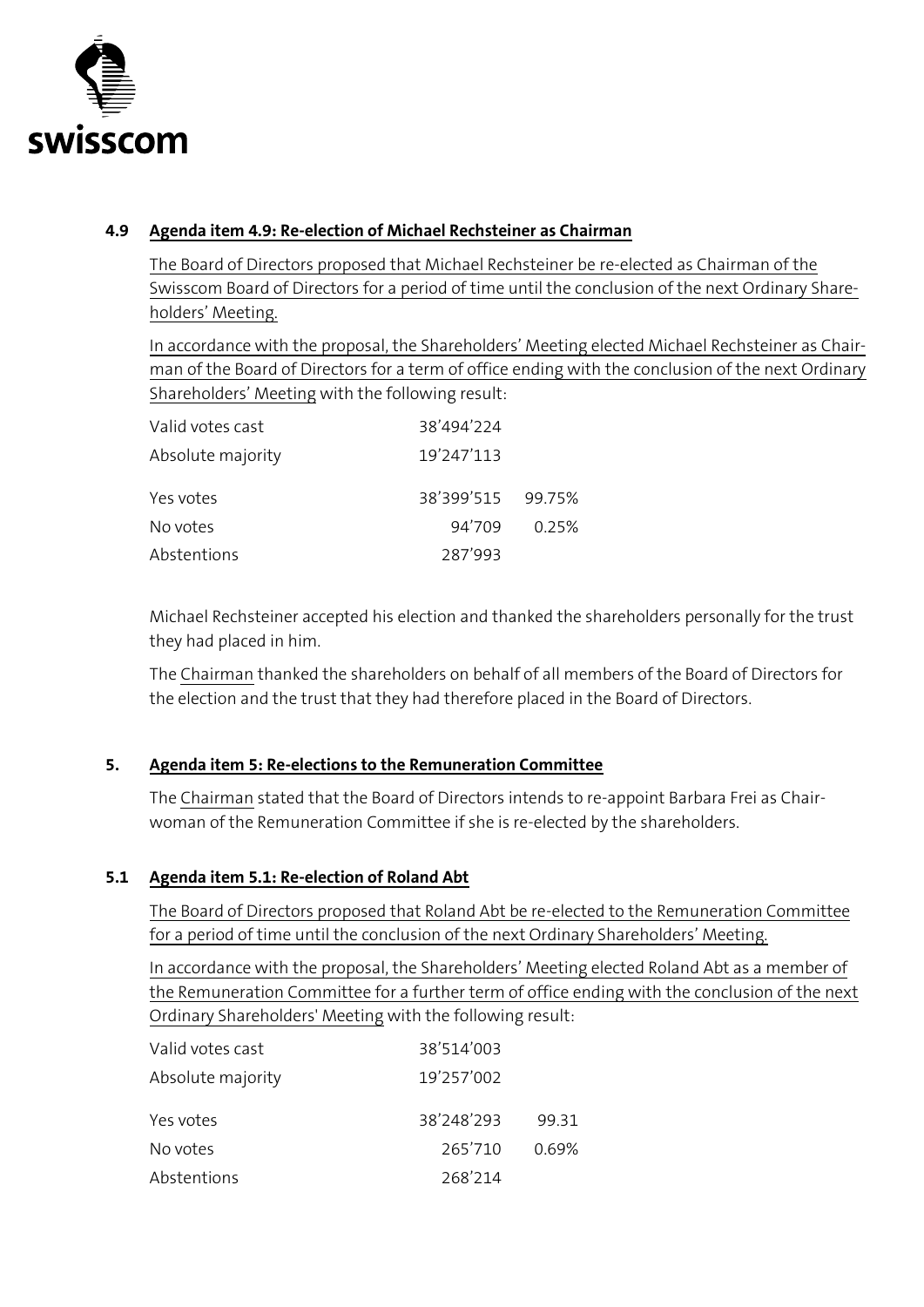### 4.9 Agenda item 4.9: Re-election of Michael Rechsteiner as Chairman

The Board of Directors proposed that Michael Rechsteiner be re-elected as Chairman of the Swisscom Board of Directors for a period of time until the conclusion of the next Ordinary Shareholders' Meeting.

In accordance with the proposal, the Shareholders' Meeting elected Michael Rechsteiner as Chairman of the Board of Directors for a term of office ending with the conclusion of the next Ordinary Shareholders' Meeting with the following result:

| | | |
|---|---|---|
| Valid votes cast | 38'494'224 | |
| Absolute majority | 19'247'113 | |
| Yes votes | 38'399'515 | 99.75% |
| No votes | 94'709 | 0.25% |
| Abstentions | 287'993 | |

Michael Rechsteiner accepted his election and thanked the shareholders personally for the trust they had placed in him.

The Chairman thanked the shareholders on behalf of all members of the Board of Directors for the election and the trust that they had therefore placed in the Board of Directors.

### 5. Agenda item 5: Re-elections to the Remuneration Committee

The Chairman stated that the Board of Directors intends to re-appoint Barbara Frei as Chairwoman of the Remuneration Committee if she is re-elected by the shareholders.

### 5.1 Agenda item 5.1: Re-election of Roland Abt

The Board of Directors proposed that Roland Abt be re-elected to the Remuneration Committee for a period of time until the conclusion of the next Ordinary Shareholders' Meeting.

In accordance with the proposal, the Shareholders' Meeting elected Roland Abt as a member of the Remuneration Committee for a further term of office ending with the conclusion of the next Ordinary Shareholders' Meeting with the following result:

| | | |
|---|---|---|
| Valid votes cast | 38'514'003 | |
| Absolute majority | 19'257'002 | |
| Yes votes | 38'248'293 | 99.31 |
| No votes | 265'710 | 0.69% |
| Abstentions | 268'214 | |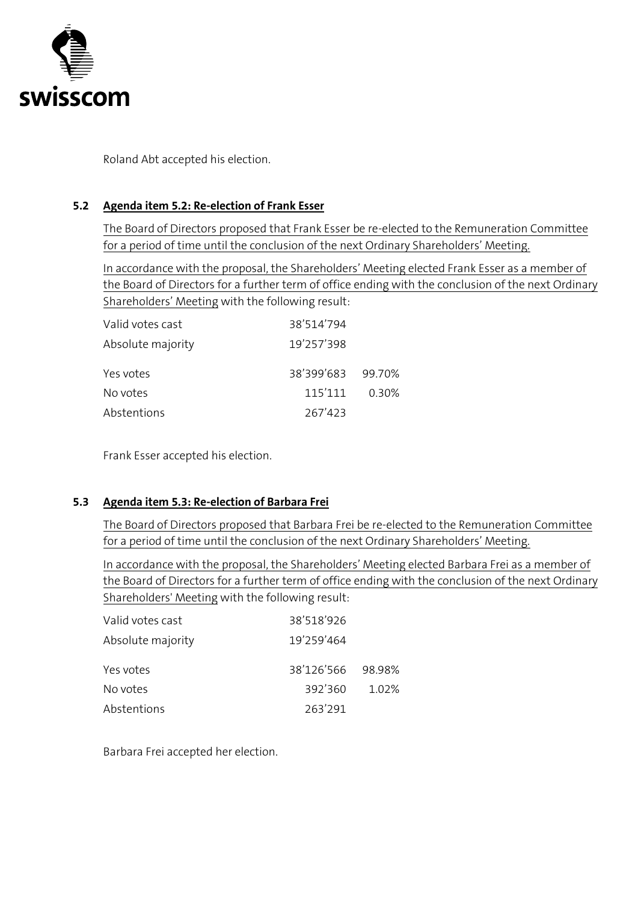Roland Abt accepted his election.

### 5.2 Agenda item 5.2: Re-election of Frank Esser

The Board of Directors proposed that Frank Esser be re-elected to the Remuneration Committee for a period of time until the conclusion of the next Ordinary Shareholders' Meeting.

In accordance with the proposal, the Shareholders' Meeting elected Frank Esser as a member of the Board of Directors for a further term of office ending with the conclusion of the next Ordinary Shareholders' Meeting with the following result:

| | | |
|---|---|---|
| Valid votes cast | 38'514'794 | |
| Absolute majority | 19'257'398 | |
| Yes votes | 38'399'683 | 99.70% |
| No votes | 115'111 | 0.30% |
| Abstentions | 267'423 | |

Frank Esser accepted his election.

### 5.3 Agenda item 5.3: Re-election of Barbara Frei

The Board of Directors proposed that Barbara Frei be re-elected to the Remuneration Committee for a period of time until the conclusion of the next Ordinary Shareholders' Meeting.

In accordance with the proposal, the Shareholders' Meeting elected Barbara Frei as a member of the Board of Directors for a further term of office ending with the conclusion of the next Ordinary Shareholders' Meeting with the following result:

| | | |
|---|---|---|
| Valid votes cast | 38'518'926 | |
| Absolute majority | 19'259'464 | |
| Yes votes | 38'126'566 | 98.98% |
| No votes | 392'360 | 1.02% |
| Abstentions | 263'291 | |

Barbara Frei accepted her election.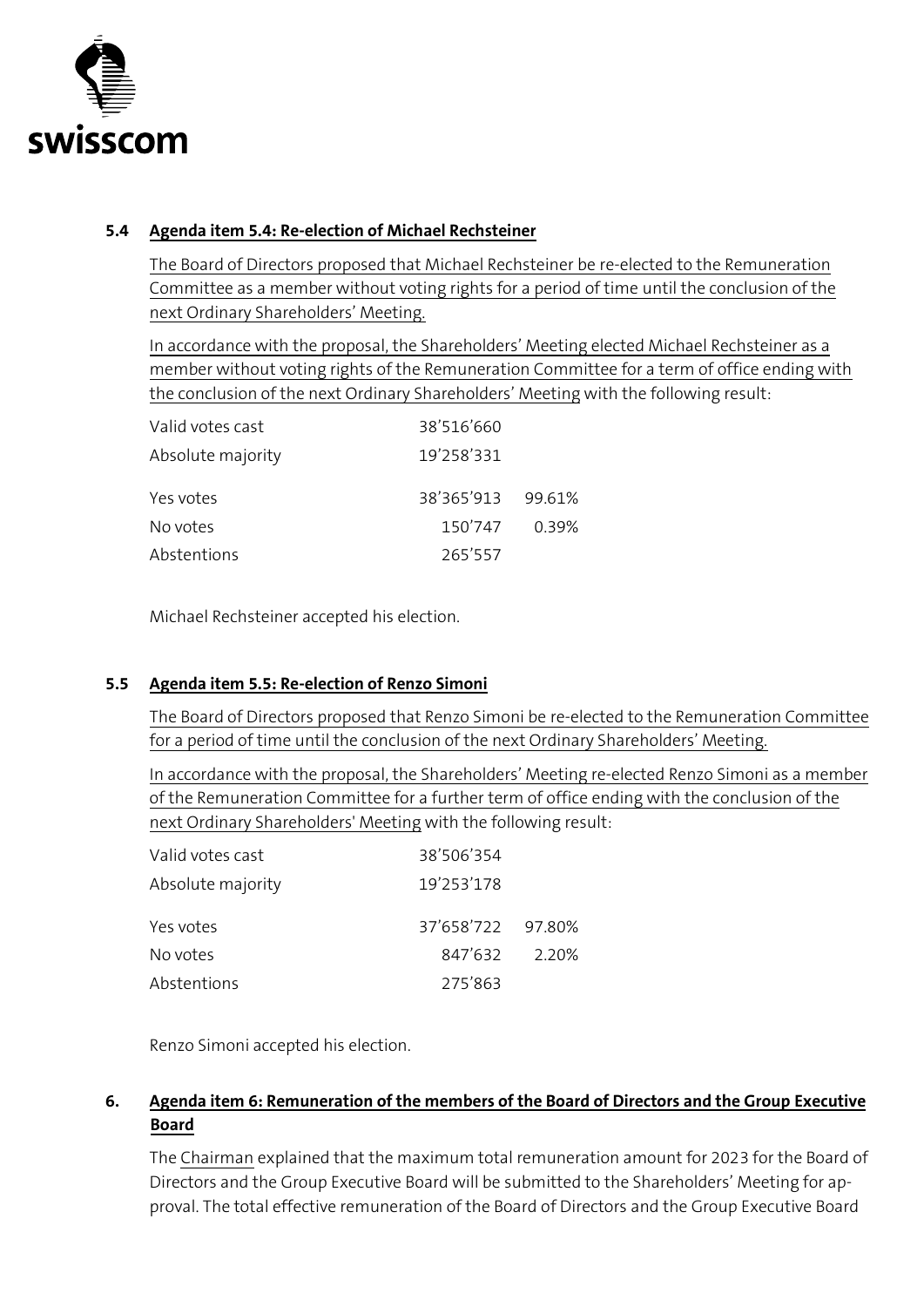### 5.4 Agenda item 5.4: Re-election of Michael Rechsteiner

The Board of Directors proposed that Michael Rechsteiner be re-elected to the Remuneration Committee as a member without voting rights for a period of time until the conclusion of the next Ordinary Shareholders' Meeting.

In accordance with the proposal, the Shareholders' Meeting elected Michael Rechsteiner as a member without voting rights of the Remuneration Committee for a term of office ending with the conclusion of the next Ordinary Shareholders' Meeting with the following result:

| | | |
|---|---|---|
| Valid votes cast | 38'516'660 | |
| Absolute majority | 19'258'331 | |
| Yes votes | 38'365'913 | 99.61% |
| No votes | 150'747 | 0.39% |
| Abstentions | 265'557 | |

Michael Rechsteiner accepted his election.

### 5.5 Agenda item 5.5: Re-election of Renzo Simoni

The Board of Directors proposed that Renzo Simoni be re-elected to the Remuneration Committee for a period of time until the conclusion of the next Ordinary Shareholders' Meeting.

In accordance with the proposal, the Shareholders' Meeting re-elected Renzo Simoni as a member of the Remuneration Committee for a further term of office ending with the conclusion of the next Ordinary Shareholders' Meeting with the following result:

| | | |
|---|---|---|
| Valid votes cast | 38'506'354 | |
| Absolute majority | 19'253'178 | |
| Yes votes | 37'658'722 | 97.80% |
| No votes | 847'632 | 2.20% |
| Abstentions | 275'863 | |

Renzo Simoni accepted his election.

## 6. Agenda item 6: Remuneration of the members of the Board of Directors and the Group Executive Board

The Chairman explained that the maximum total remuneration amount for 2023 for the Board of Directors and the Group Executive Board will be submitted to the Shareholders' Meeting for approval. The total effective remuneration of the Board of Directors and the Group Executive Board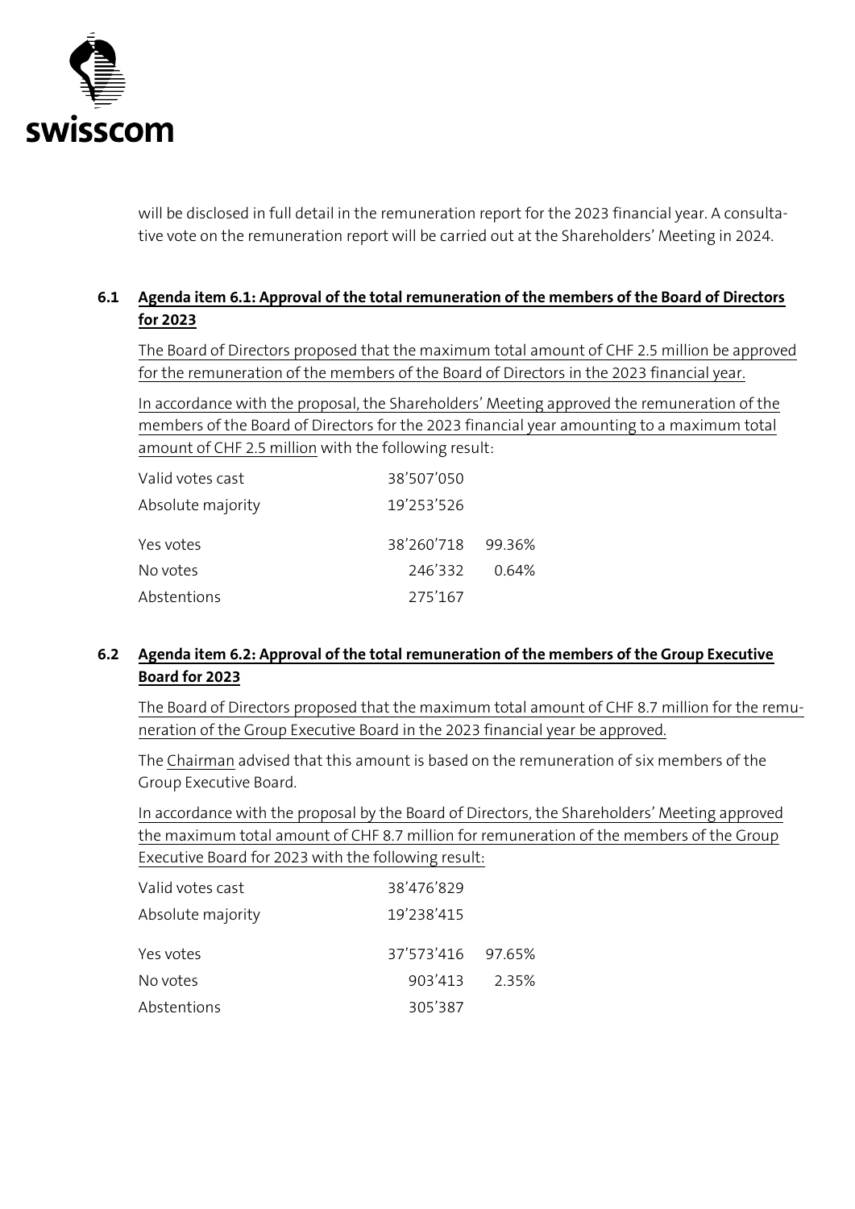will be disclosed in full detail in the remuneration report for the 2023 financial year. A consultative vote on the remuneration report will be carried out at the Shareholders' Meeting in 2024.

### 6.1 Agenda item 6.1: Approval of the total remuneration of the members of the Board of Directors for 2023

The Board of Directors proposed that the maximum total amount of CHF 2.5 million be approved for the remuneration of the members of the Board of Directors in the 2023 financial year.

In accordance with the proposal, the Shareholders' Meeting approved the remuneration of the members of the Board of Directors for the 2023 financial year amounting to a maximum total amount of CHF 2.5 million with the following result:

| | | |
|---|---|---|
| Valid votes cast | 38'507'050 | |
| Absolute majority | 19'253'526 | |
| Yes votes | 38'260'718 | 99.36% |
| No votes | 246'332 | 0.64% |
| Abstentions | 275'167 | |

### 6.2 Agenda item 6.2: Approval of the total remuneration of the members of the Group Executive Board for 2023

The Board of Directors proposed that the maximum total amount of CHF 8.7 million for the remuneration of the Group Executive Board in the 2023 financial year be approved.

The Chairman advised that this amount is based on the remuneration of six members of the Group Executive Board.

In accordance with the proposal by the Board of Directors, the Shareholders' Meeting approved the maximum total amount of CHF 8.7 million for remuneration of the members of the Group Executive Board for 2023 with the following result:

| | | |
|---|---|---|
| Valid votes cast | 38'476'829 | |
| Absolute majority | 19'238'415 | |
| Yes votes | 37'573'416 | 97.65% |
| No votes | 903'413 | 2.35% |
| Abstentions | 305'387 | |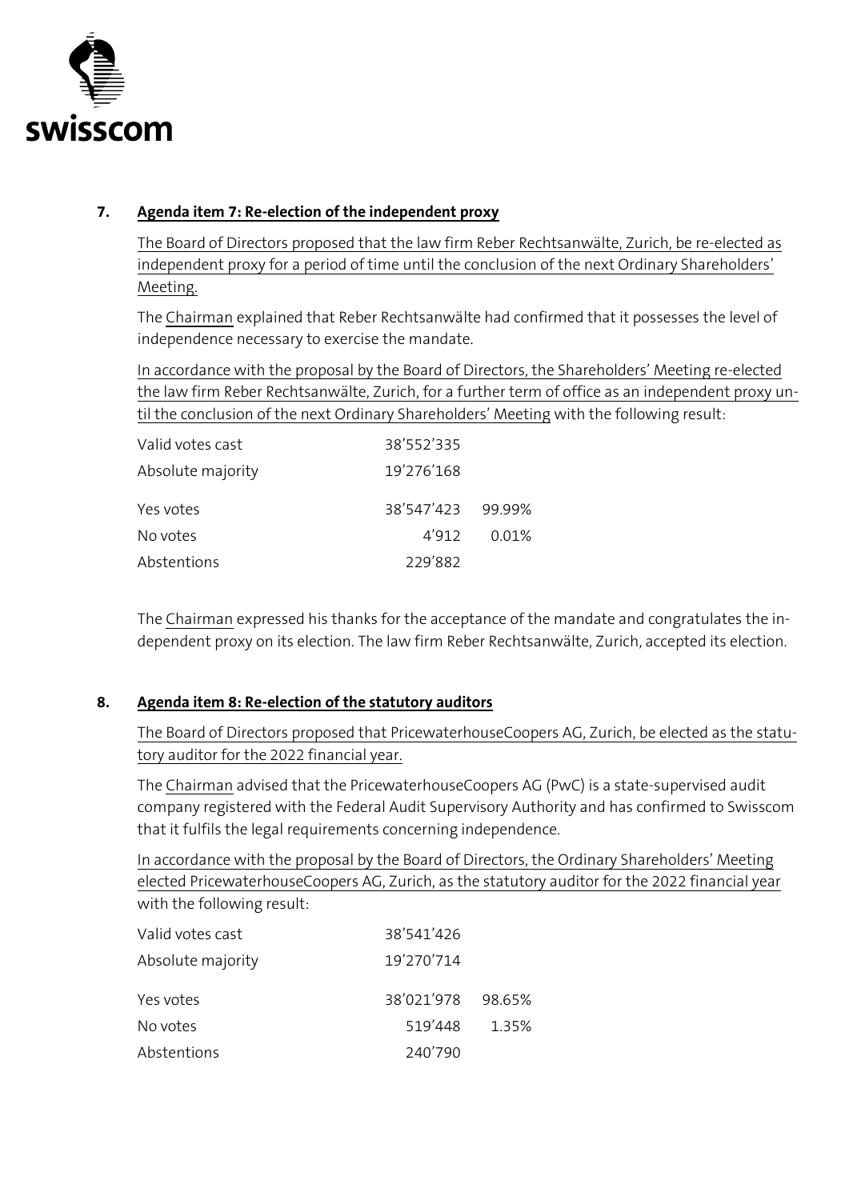## 7. Agenda item 7: Re-election of the independent proxy

The Board of Directors proposed that the law firm Reber Rechtsanwälte, Zurich, be re-elected as independent proxy for a period of time until the conclusion of the next Ordinary Shareholders' Meeting.

The Chairman explained that Reber Rechtsanwälte had confirmed that it possesses the level of independence necessary to exercise the mandate.

In accordance with the proposal by the Board of Directors, the Shareholders' Meeting re-elected the law firm Reber Rechtsanwälte, Zurich, for a further term of office as an independent proxy until the conclusion of the next Ordinary Shareholders' Meeting with the following result:

| | | |
|---|---|---|
| Valid votes cast | 38'552'335 | |
| Absolute majority | 19'276'168 | |
| Yes votes | 38'547'423 | 99.99% |
| No votes | 4'912 | 0.01% |
| Abstentions | 229'882 | |

The Chairman expressed his thanks for the acceptance of the mandate and congratulates the independent proxy on its election. The law firm Reber Rechtsanwälte, Zurich, accepted its election.

## 8. Agenda item 8: Re-election of the statutory auditors

The Board of Directors proposed that PricewaterhouseCoopers AG, Zurich, be elected as the statutory auditor for the 2022 financial year.

The Chairman advised that the PricewaterhouseCoopers AG (PwC) is a state-supervised audit company registered with the Federal Audit Supervisory Authority and has confirmed to Swisscom that it fulfils the legal requirements concerning independence.

In accordance with the proposal by the Board of Directors, the Ordinary Shareholders' Meeting elected PricewaterhouseCoopers AG, Zurich, as the statutory auditor for the 2022 financial year with the following result:

| | | |
|---|---|---|
| Valid votes cast | 38'541'426 | |
| Absolute majority | 19'270'714 | |
| Yes votes | 38'021'978 | 98.65% |
| No votes | 519'448 | 1.35% |
| Abstentions | 240'790 | |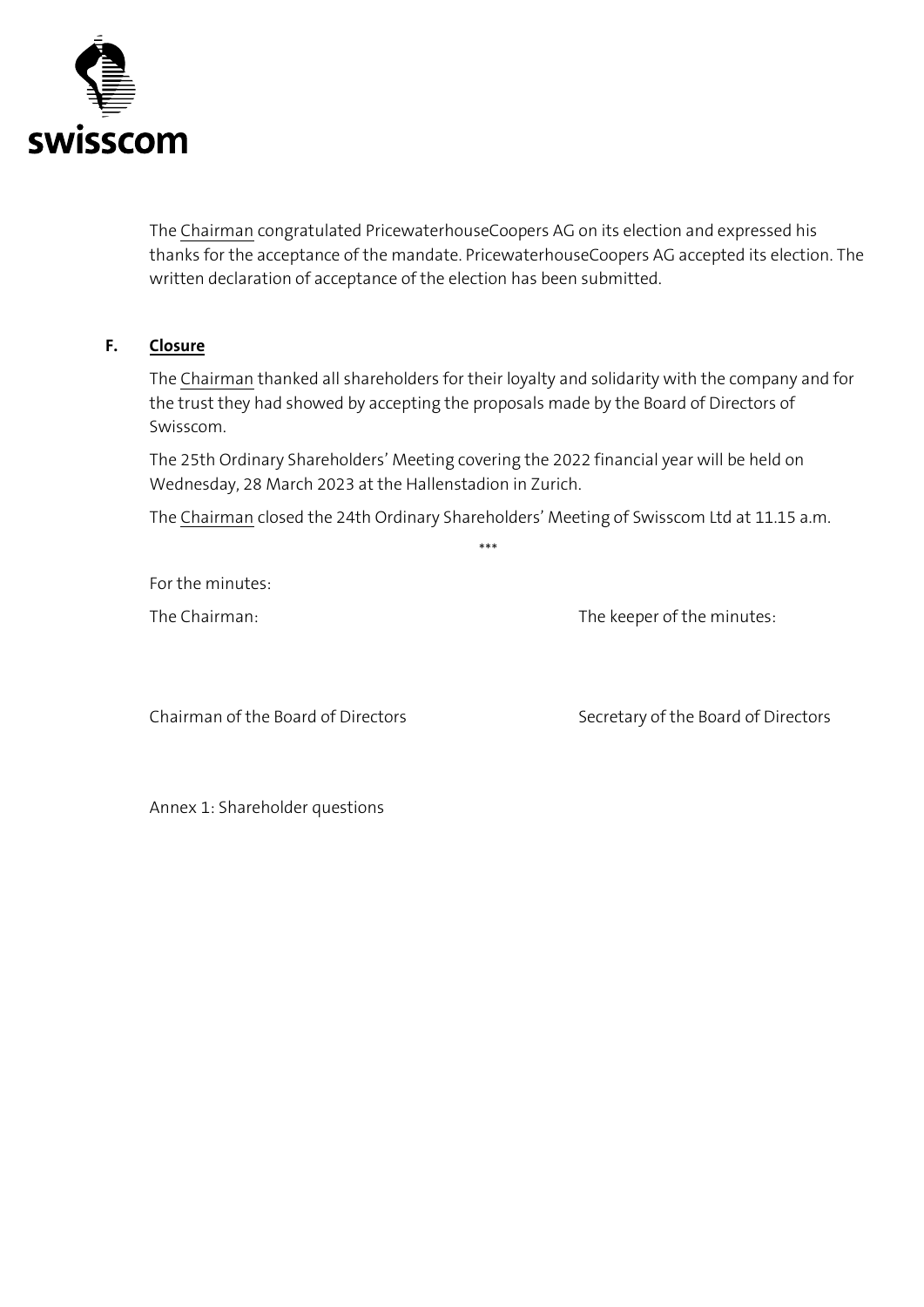The Chairman congratulated PricewaterhouseCoopers AG on its election and expressed his thanks for the acceptance of the mandate. PricewaterhouseCoopers AG accepted its election. The written declaration of acceptance of the election has been submitted.

## F. Closure

The Chairman thanked all shareholders for their loyalty and solidarity with the company and for the trust they had showed by accepting the proposals made by the Board of Directors of Swisscom.

The 25th Ordinary Shareholders' Meeting covering the 2022 financial year will be held on Wednesday, 28 March 2023 at the Hallenstadion in Zurich.

The Chairman closed the 24th Ordinary Shareholders' Meeting of Swisscom Ltd at 11.15 a.m.

\*\*\*

For the minutes:

| The Chairman: | The keeper of the minutes: |
|---|---|
| Chairman of the Board of Directors | Secretary of the Board of Directors |

Annex 1: Shareholder questions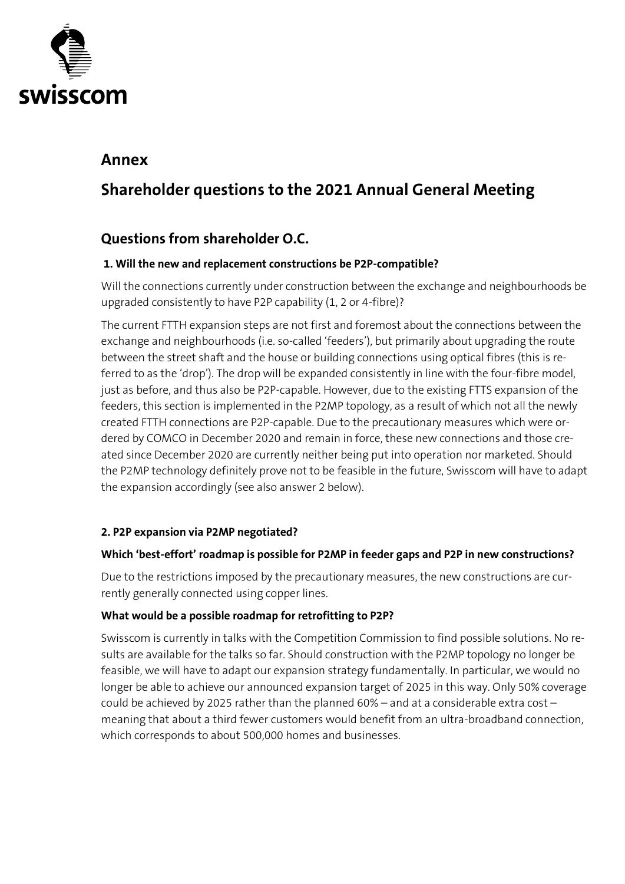# Annex

# Shareholder questions to the 2021 Annual General Meeting

## Questions from shareholder O.C.

### 1. Will the new and replacement constructions be P2P-compatible?

Will the connections currently under construction between the exchange and neighbourhoods be upgraded consistently to have P2P capability (1, 2 or 4-fibre)?

The current FTTH expansion steps are not first and foremost about the connections between the exchange and neighbourhoods (i.e. so-called 'feeders'), but primarily about upgrading the route between the street shaft and the house or building connections using optical fibres (this is referred to as the 'drop'). The drop will be expanded consistently in line with the four-fibre model, just as before, and thus also be P2P-capable. However, due to the existing FTTS expansion of the feeders, this section is implemented in the P2MP topology, as a result of which not all the newly created FTTH connections are P2P-capable. Due to the precautionary measures which were ordered by COMCO in December 2020 and remain in force, these new connections and those created since December 2020 are currently neither being put into operation nor marketed. Should the P2MP technology definitely prove not to be feasible in the future, Swisscom will have to adapt the expansion accordingly (see also answer 2 below).

### 2. P2P expansion via P2MP negotiated?

**Which 'best-effort' roadmap is possible for P2MP in feeder gaps and P2P in new constructions?**

Due to the restrictions imposed by the precautionary measures, the new constructions are currently generally connected using copper lines.

**What would be a possible roadmap for retrofitting to P2P?**

Swisscom is currently in talks with the Competition Commission to find possible solutions. No results are available for the talks so far. Should construction with the P2MP topology no longer be feasible, we will have to adapt our expansion strategy fundamentally. In particular, we would no longer be able to achieve our announced expansion target of 2025 in this way. Only 50% coverage could be achieved by 2025 rather than the planned 60% – and at a considerable extra cost – meaning that about a third fewer customers would benefit from an ultra-broadband connection, which corresponds to about 500,000 homes and businesses.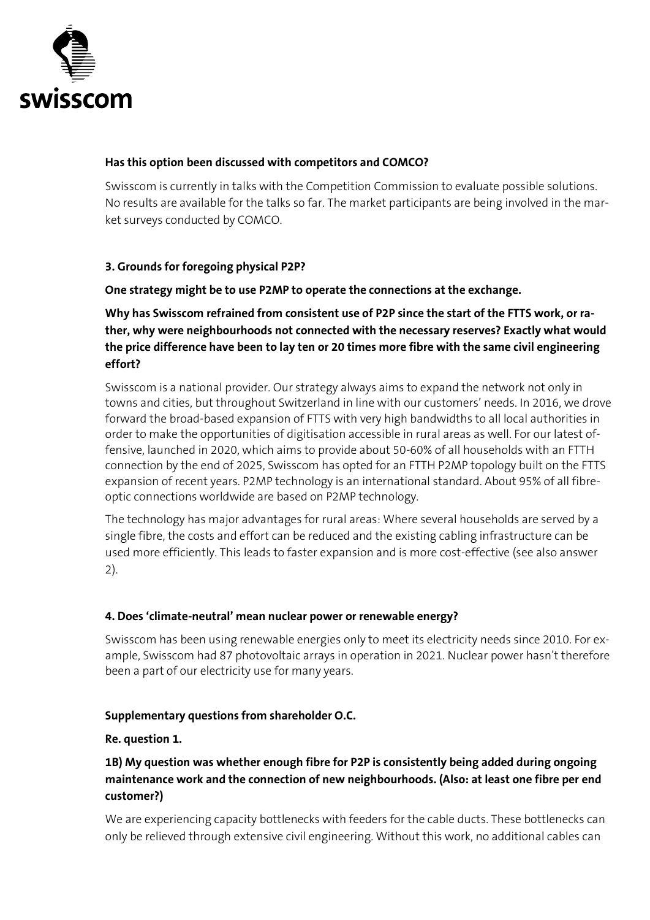**Has this option been discussed with competitors and COMCO?**

Swisscom is currently in talks with the Competition Commission to evaluate possible solutions. No results are available for the talks so far. The market participants are being involved in the market surveys conducted by COMCO.

**3. Grounds for foregoing physical P2P?**

**One strategy might be to use P2MP to operate the connections at the exchange.**

**Why has Swisscom refrained from consistent use of P2P since the start of the FTTS work, or rather, why were neighbourhoods not connected with the necessary reserves? Exactly what would the price difference have been to lay ten or 20 times more fibre with the same civil engineering effort?**

Swisscom is a national provider. Our strategy always aims to expand the network not only in towns and cities, but throughout Switzerland in line with our customers' needs. In 2016, we drove forward the broad-based expansion of FTTS with very high bandwidths to all local authorities in order to make the opportunities of digitisation accessible in rural areas as well. For our latest offensive, launched in 2020, which aims to provide about 50-60% of all households with an FTTH connection by the end of 2025, Swisscom has opted for an FTTH P2MP topology built on the FTTS expansion of recent years. P2MP technology is an international standard. About 95% of all fibre-optic connections worldwide are based on P2MP technology.

The technology has major advantages for rural areas: Where several households are served by a single fibre, the costs and effort can be reduced and the existing cabling infrastructure can be used more efficiently. This leads to faster expansion and is more cost-effective (see also answer 2).

**4. Does 'climate-neutral' mean nuclear power or renewable energy?**

Swisscom has been using renewable energies only to meet its electricity needs since 2010. For example, Swisscom had 87 photovoltaic arrays in operation in 2021. Nuclear power hasn't therefore been a part of our electricity use for many years.

**Supplementary questions from shareholder O.C.**

**Re. question 1.**

**1B) My question was whether enough fibre for P2P is consistently being added during ongoing maintenance work and the connection of new neighbourhoods. (Also: at least one fibre per end customer?)**

We are experiencing capacity bottlenecks with feeders for the cable ducts. These bottlenecks can only be relieved through extensive civil engineering. Without this work, no additional cables can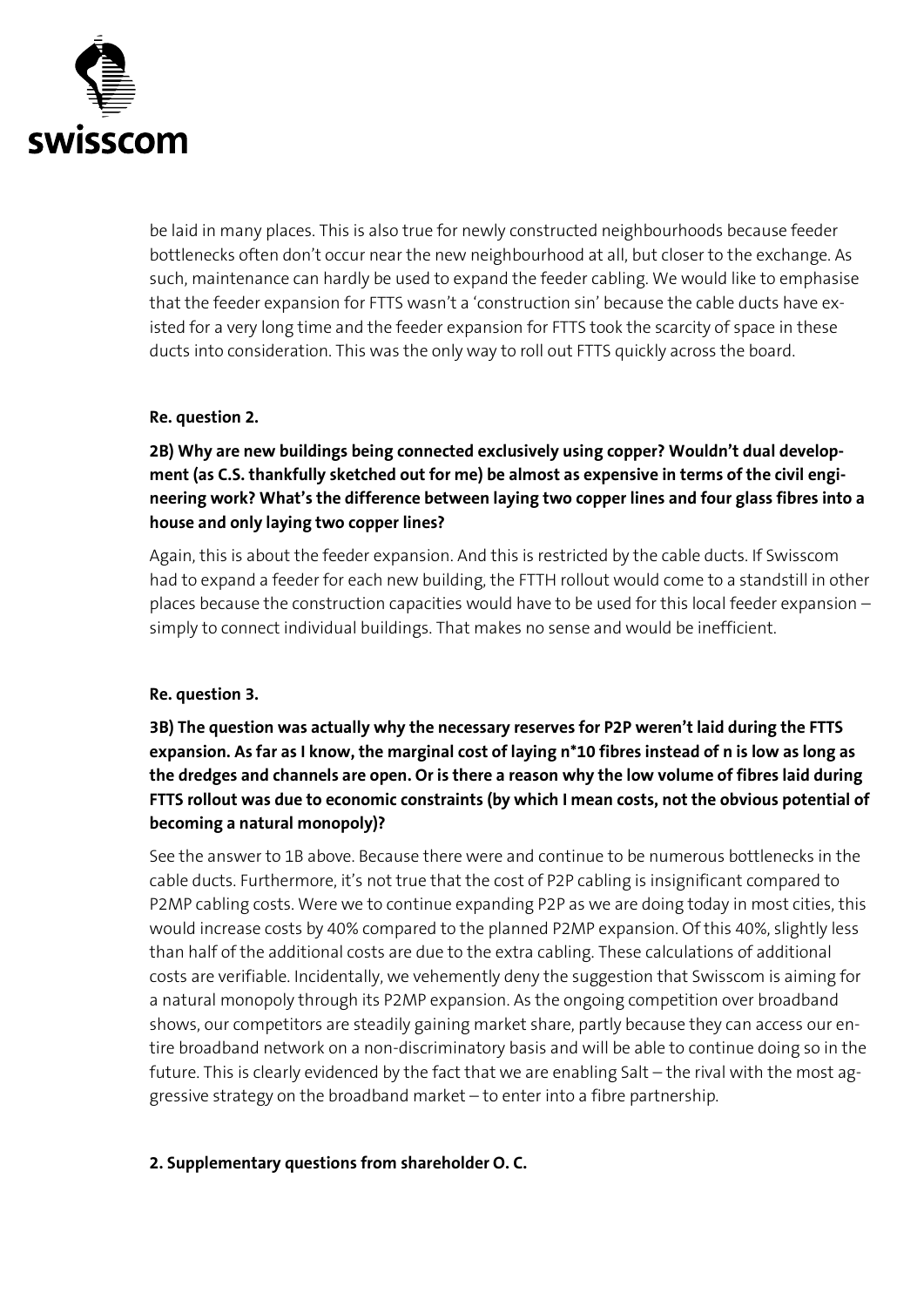be laid in many places. This is also true for newly constructed neighbourhoods because feeder bottlenecks often don't occur near the new neighbourhood at all, but closer to the exchange. As such, maintenance can hardly be used to expand the feeder cabling. We would like to emphasise that the feeder expansion for FTTS wasn't a 'construction sin' because the cable ducts have existed for a very long time and the feeder expansion for FTTS took the scarcity of space in these ducts into consideration. This was the only way to roll out FTTS quickly across the board.

**Re. question 2.**

**2B) Why are new buildings being connected exclusively using copper? Wouldn't dual development (as C.S. thankfully sketched out for me) be almost as expensive in terms of the civil engineering work? What's the difference between laying two copper lines and four glass fibres into a house and only laying two copper lines?**

Again, this is about the feeder expansion. And this is restricted by the cable ducts. If Swisscom had to expand a feeder for each new building, the FTTH rollout would come to a standstill in other places because the construction capacities would have to be used for this local feeder expansion – simply to connect individual buildings. That makes no sense and would be inefficient.

**Re. question 3.**

**3B) The question was actually why the necessary reserves for P2P weren't laid during the FTTS expansion. As far as I know, the marginal cost of laying n*10 fibres instead of n is low as long as the dredges and channels are open. Or is there a reason why the low volume of fibres laid during FTTS rollout was due to economic constraints (by which I mean costs, not the obvious potential of becoming a natural monopoly)?**

See the answer to 1B above. Because there were and continue to be numerous bottlenecks in the cable ducts. Furthermore, it's not true that the cost of P2P cabling is insignificant compared to P2MP cabling costs. Were we to continue expanding P2P as we are doing today in most cities, this would increase costs by 40% compared to the planned P2MP expansion. Of this 40%, slightly less than half of the additional costs are due to the extra cabling. These calculations of additional costs are verifiable. Incidentally, we vehemently deny the suggestion that Swisscom is aiming for a natural monopoly through its P2MP expansion. As the ongoing competition over broadband shows, our competitors are steadily gaining market share, partly because they can access our entire broadband network on a non-discriminatory basis and will be able to continue doing so in the future. This is clearly evidenced by the fact that we are enabling Salt – the rival with the most aggressive strategy on the broadband market – to enter into a fibre partnership.

**2. Supplementary questions from shareholder O. C.**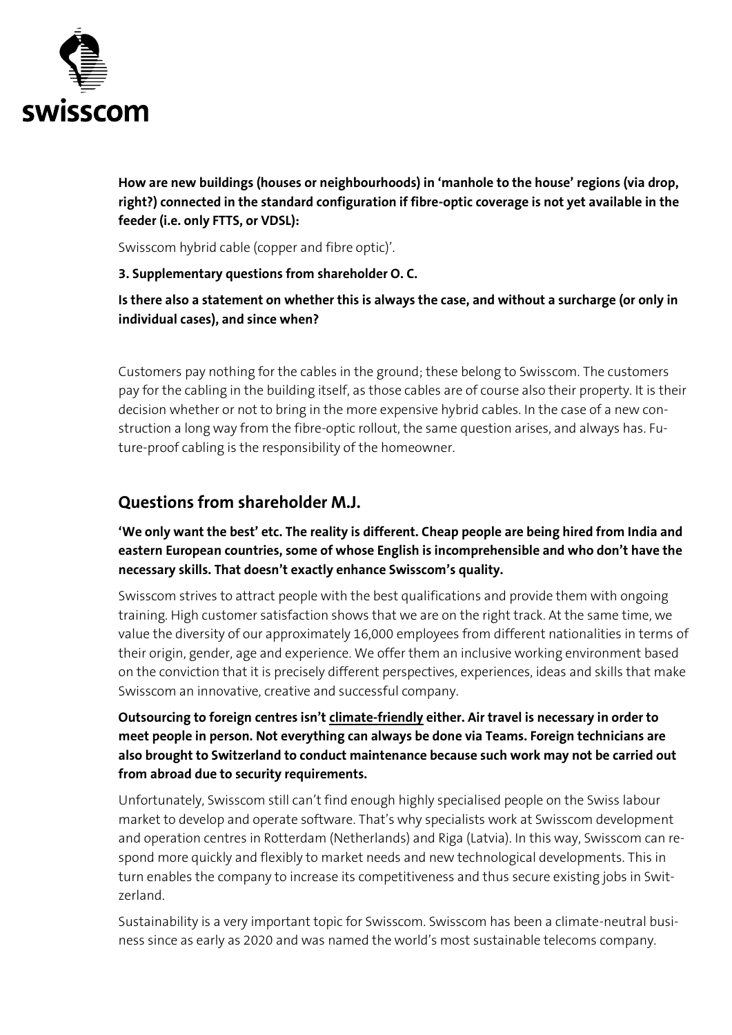**How are new buildings (houses or neighbourhoods) in 'manhole to the house' regions (via drop, right?) connected in the standard configuration if fibre-optic coverage is not yet available in the feeder (i.e. only FTTS, or VDSL):**

Swisscom hybrid cable (copper and fibre optic)'.

**3. Supplementary questions from shareholder O. C.**

**Is there also a statement on whether this is always the case, and without a surcharge (or only in individual cases), and since when?**

Customers pay nothing for the cables in the ground; these belong to Swisscom. The customers pay for the cabling in the building itself, as those cables are of course also their property. It is their decision whether or not to bring in the more expensive hybrid cables. In the case of a new construction a long way from the fibre-optic rollout, the same question arises, and always has. Future-proof cabling is the responsibility of the homeowner.

## Questions from shareholder M.J.

**'We only want the best' etc. The reality is different. Cheap people are being hired from India and eastern European countries, some of whose English is incomprehensible and who don't have the necessary skills. That doesn't exactly enhance Swisscom's quality.**

Swisscom strives to attract people with the best qualifications and provide them with ongoing training. High customer satisfaction shows that we are on the right track. At the same time, we value the diversity of our approximately 16,000 employees from different nationalities in terms of their origin, gender, age and experience. We offer them an inclusive working environment based on the conviction that it is precisely different perspectives, experiences, ideas and skills that make Swisscom an innovative, creative and successful company.

**Outsourcing to foreign centres isn't climate-friendly either. Air travel is necessary in order to meet people in person. Not everything can always be done via Teams. Foreign technicians are also brought to Switzerland to conduct maintenance because such work may not be carried out from abroad due to security requirements.**

Unfortunately, Swisscom still can't find enough highly specialised people on the Swiss labour market to develop and operate software. That's why specialists work at Swisscom development and operation centres in Rotterdam (Netherlands) and Riga (Latvia). In this way, Swisscom can respond more quickly and flexibly to market needs and new technological developments. This in turn enables the company to increase its competitiveness and thus secure existing jobs in Switzerland.

Sustainability is a very important topic for Swisscom. Swisscom has been a climate-neutral business since as early as 2020 and was named the world's most sustainable telecoms company.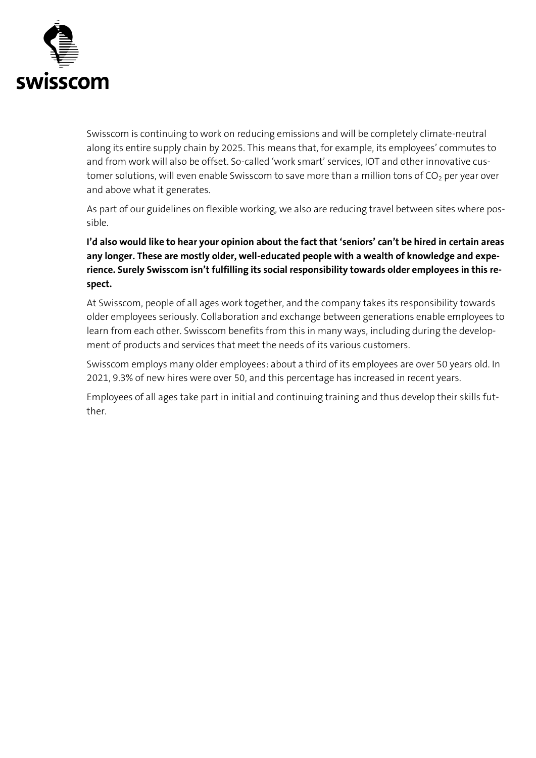Swisscom is continuing to work on reducing emissions and will be completely climate-neutral along its entire supply chain by 2025. This means that, for example, its employees' commutes to and from work will also be offset. So-called 'work smart' services, IOT and other innovative customer solutions, will even enable Swisscom to save more than a million tons of $CO_2$ per year over and above what it generates.

As part of our guidelines on flexible working, we also are reducing travel between sites where possible.

**I'd also would like to hear your opinion about the fact that 'seniors' can't be hired in certain areas any longer. These are mostly older, well-educated people with a wealth of knowledge and experience. Surely Swisscom isn't fulfilling its social responsibility towards older employees in this respect.**

At Swisscom, people of all ages work together, and the company takes its responsibility towards older employees seriously. Collaboration and exchange between generations enable employees to learn from each other. Swisscom benefits from this in many ways, including during the development of products and services that meet the needs of its various customers.

Swisscom employs many older employees: about a third of its employees are over 50 years old. In 2021, 9.3% of new hires were over 50, and this percentage has increased in recent years.

Employees of all ages take part in initial and continuing training and thus develop their skills futther.